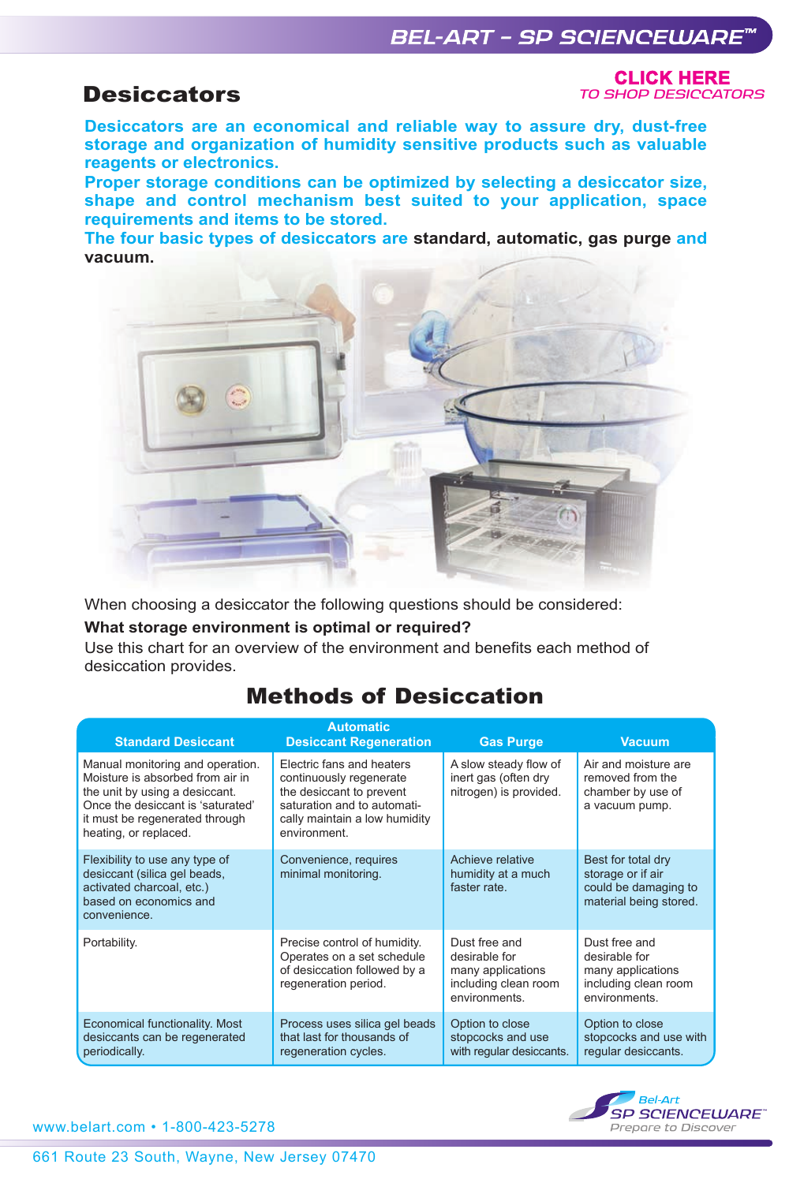# Desiccators

**CLICK HERE**
*TO SHOP DESICCATORS*

**Desiccators are an economical and reliable way to assure dry, dust-free storage and organization of humidity sensitive products such as valuable reagents or electronics.**
**Proper storage conditions can be optimized by selecting a desiccator size, shape and control mechanism best suited to your application, space requirements and items to be stored.**
**The four basic types of desiccators are standard, automatic, gas purge and vacuum.**

When choosing a desiccator the following questions should be considered:

**What storage environment is optimal or required?**

Use this chart for an overview of the environment and benefits each method of desiccation provides.

## Methods of Desiccation

| Standard Desiccant | Automatic Desiccant Regeneration | Gas Purge | Vacuum |
|---|---|---|---|
| Manual monitoring and operation. Moisture is absorbed from air in the unit by using a desiccant. Once the desiccant is 'saturated' it must be regenerated through heating, or replaced. | Electric fans and heaters continuously regenerate the desiccant to prevent saturation and to automatically maintain a low humidity environment. | A slow steady flow of inert gas (often dry nitrogen) is provided. | Air and moisture are removed from the chamber by use of a vacuum pump. |
| Flexibility to use any type of desiccant (silica gel beads, activated charcoal, etc.) based on economics and convenience. | Convenience, requires minimal monitoring. | Achieve relative humidity at a much faster rate. | Best for total dry storage or if air could be damaging to material being stored. |
| Portability. | Precise control of humidity. Operates on a set schedule of desiccation followed by a regeneration period. | Dust free and desirable for many applications including clean room environments. | Dust free and desirable for many applications including clean room environments. |
| Economical functionality. Most desiccants can be regenerated periodically. | Process uses silica gel beads that last for thousands of regeneration cycles. | Option to close stopcocks and use with regular desiccants. | Option to close stopcocks and use with regular desiccants. |

www.belart.com • 1-800-423-5278

661 Route 23 South, Wayne, New Jersey 07470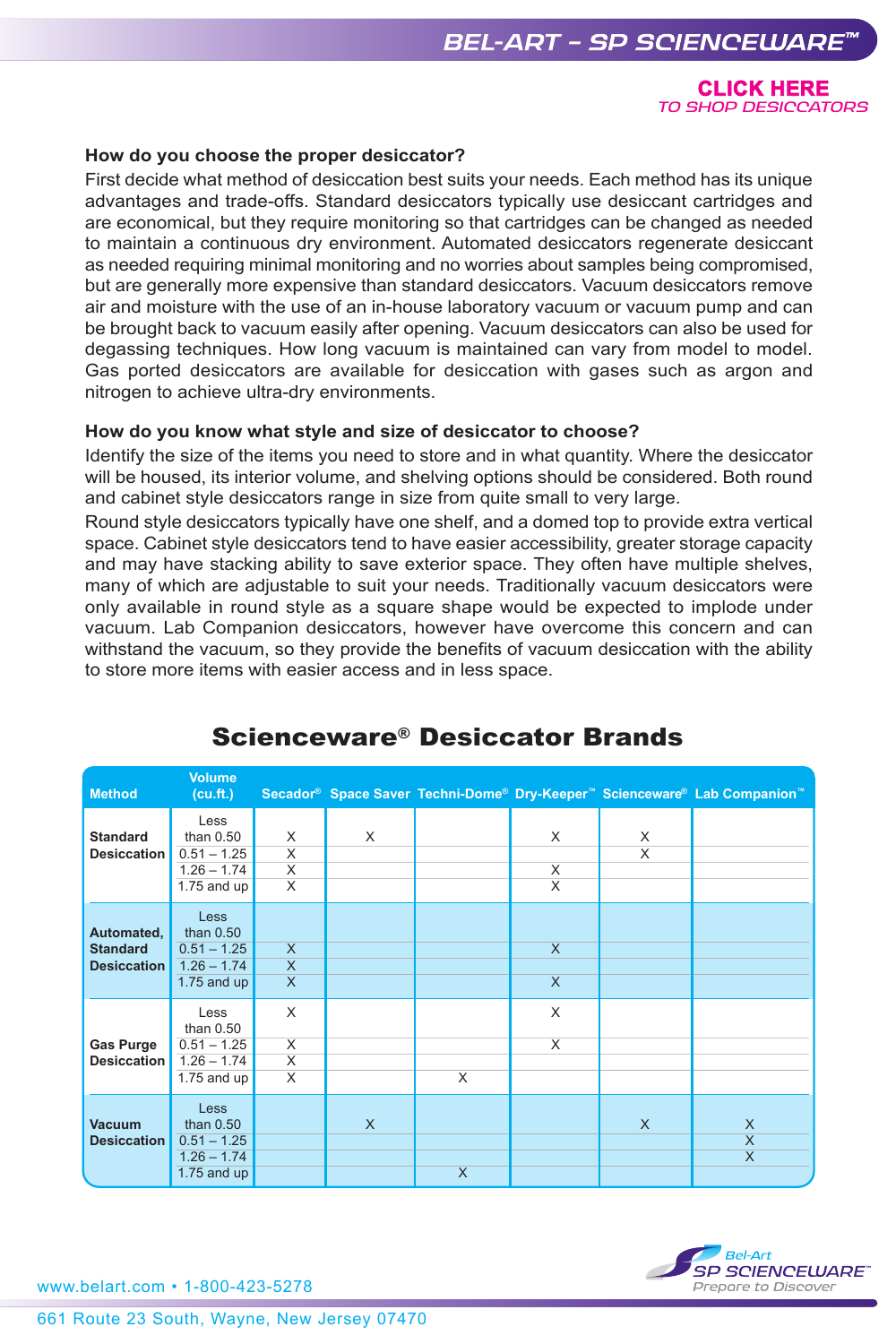**CLICK HERE**
*TO SHOP DESICCATORS*

### How do you choose the proper desiccator?

First decide what method of desiccation best suits your needs. Each method has its unique advantages and trade-offs. Standard desiccators typically use desiccant cartridges and are economical, but they require monitoring so that cartridges can be changed as needed to maintain a continuous dry environment. Automated desiccators regenerate desiccant as needed requiring minimal monitoring and no worries about samples being compromised, but are generally more expensive than standard desiccators. Vacuum desiccators remove air and moisture with the use of an in-house laboratory vacuum or vacuum pump and can be brought back to vacuum easily after opening. Vacuum desiccators can also be used for degassing techniques. How long vacuum is maintained can vary from model to model. Gas ported desiccators are available for desiccation with gases such as argon and nitrogen to achieve ultra-dry environments.

### How do you know what style and size of desiccator to choose?

Identify the size of the items you need to store and in what quantity. Where the desiccator will be housed, its interior volume, and shelving options should be considered. Both round and cabinet style desiccators range in size from quite small to very large.

Round style desiccators typically have one shelf, and a domed top to provide extra vertical space. Cabinet style desiccators tend to have easier accessibility, greater storage capacity and may have stacking ability to save exterior space. They often have multiple shelves, many of which are adjustable to suit your needs. Traditionally vacuum desiccators were only available in round style as a square shape would be expected to implode under vacuum. Lab Companion desiccators, however have overcome this concern and can withstand the vacuum, so they provide the benefits of vacuum desiccation with the ability to store more items with easier access and in less space.

## Scienceware® Desiccator Brands

| Method | Volume (cu.ft.) | Secador® | Space Saver | Techni-Dome® | Dry-Keeper™ | Scienceware® | Lab Companion™ |
|---|---|---|---|---|---|---|---|
| Standard Desiccation | Less than 0.50 | X | X | | X | X | |
| | 0.51 – 1.25 | X | | | | X | |
| | 1.26 – 1.74 | X | | | X | | |
| | 1.75 and up | X | | | X | | |
| Automated, Standard Desiccation | Less than 0.50 | | | | | | |
| | 0.51 – 1.25 | X | | | X | | |
| | 1.26 – 1.74 | X | | | | | |
| | 1.75 and up | X | | | X | | |
| Gas Purge Desiccation | Less than 0.50 | X | | | X | | |
| | 0.51 – 1.25 | X | | | X | | |
| | 1.26 – 1.74 | X | | | | | |
| | 1.75 and up | X | | X | | | |
| Vacuum Desiccation | Less than 0.50 | | X | | | X | X |
| | 0.51 – 1.25 | | | | | | X |
| | 1.26 – 1.74 | | | | | | X |
| | 1.75 and up | | | X | | | |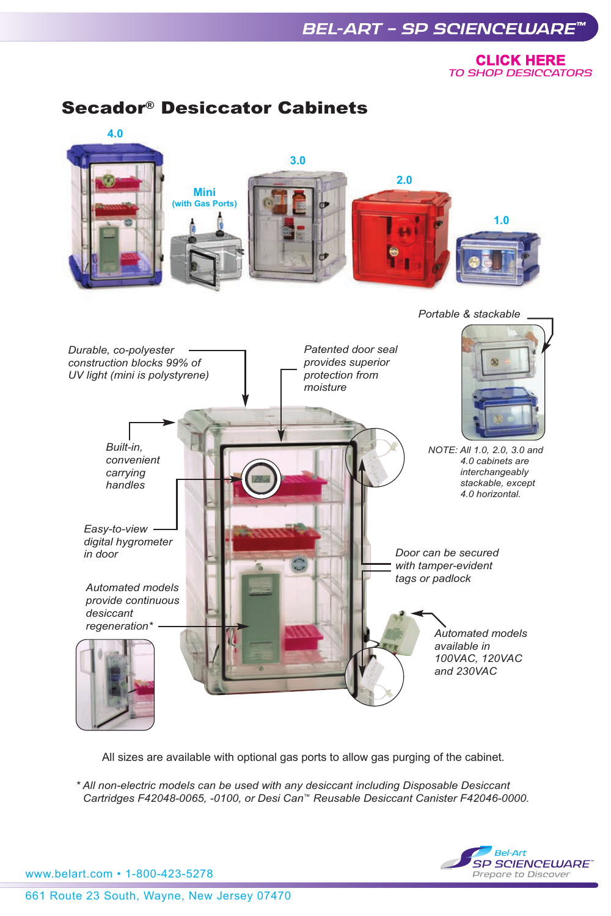CLICK HERE
*TO SHOP DESICCATORS*

# Secador® Desiccator Cabinets

4.0

Mini
(with Gas Ports)

3.0

2.0

1.0

*Portable & stackable*

*Durable, co-polyester construction blocks 99% of UV light (mini is polystyrene)*

*Patented door seal provides superior protection from moisture*

*Built-in, convenient carrying handles*

*NOTE: All 1.0, 2.0, 3.0 and 4.0 cabinets are interchangeably stackable, except 4.0 horizontal.*

*Easy-to-view digital hygrometer in door*

*Door can be secured with tamper-evident tags or padlock*

*Automated models provide continuous desiccant regeneration**

*Automated models available in 100VAC, 120VAC and 230VAC*

All sizes are available with optional gas ports to allow gas purging of the cabinet.

** All non-electric models can be used with any desiccant including Disposable Desiccant Cartridges F42048-0065, -0100, or Desi Can™ Reusable Desiccant Canister F42046-0000.*

www.belart.com • 1-800-423-5278

661 Route 23 South, Wayne, New Jersey 07470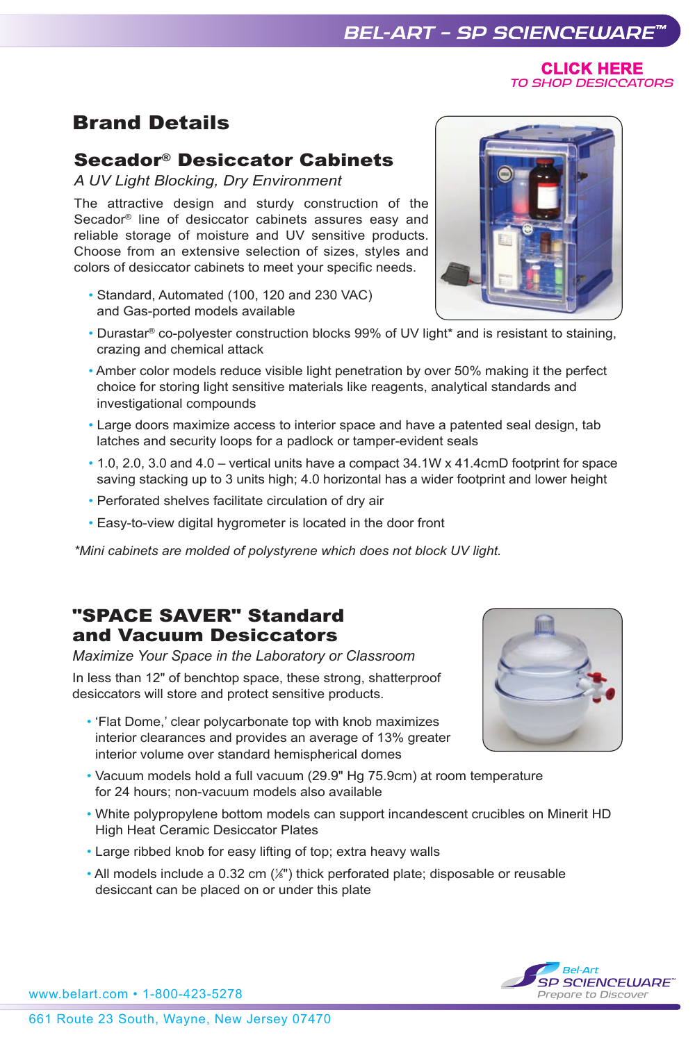**CLICK HERE**
*TO SHOP DESICCATORS*

# Brand Details

## Secador® Desiccator Cabinets

*A UV Light Blocking, Dry Environment*

The attractive design and sturdy construction of the Secador® line of desiccator cabinets assures easy and reliable storage of moisture and UV sensitive products. Choose from an extensive selection of sizes, styles and colors of desiccator cabinets to meet your specific needs.

- Standard, Automated (100, 120 and 230 VAC) and Gas-ported models available
- Durastar® co-polyester construction blocks 99% of UV light* and is resistant to staining, crazing and chemical attack
- Amber color models reduce visible light penetration by over 50% making it the perfect choice for storing light sensitive materials like reagents, analytical standards and investigational compounds
- Large doors maximize access to interior space and have a patented seal design, tab latches and security loops for a padlock or tamper-evident seals
- 1.0, 2.0, 3.0 and 4.0 – vertical units have a compact 34.1W x 41.4cmD footprint for space saving stacking up to 3 units high; 4.0 horizontal has a wider footprint and lower height
- Perforated shelves facilitate circulation of dry air
- Easy-to-view digital hygrometer is located in the door front

*\*Mini cabinets are molded of polystyrene which does not block UV light.*

## "SPACE SAVER" Standard and Vacuum Desiccators

*Maximize Your Space in the Laboratory or Classroom*

In less than 12" of benchtop space, these strong, shatterproof desiccators will store and protect sensitive products.

- 'Flat Dome,' clear polycarbonate top with knob maximizes interior clearances and provides an average of 13% greater interior volume over standard hemispherical domes
- Vacuum models hold a full vacuum (29.9" Hg 75.9cm) at room temperature for 24 hours; non-vacuum models also available
- White polypropylene bottom models can support incandescent crucibles on Minerit HD High Heat Ceramic Desiccator Plates
- Large ribbed knob for easy lifting of top; extra heavy walls
- All models include a 0.32 cm (⅛") thick perforated plate; disposable or reusable desiccant can be placed on or under this plate

www.belart.com • 1-800-423-5278

661 Route 23 South, Wayne, New Jersey 07470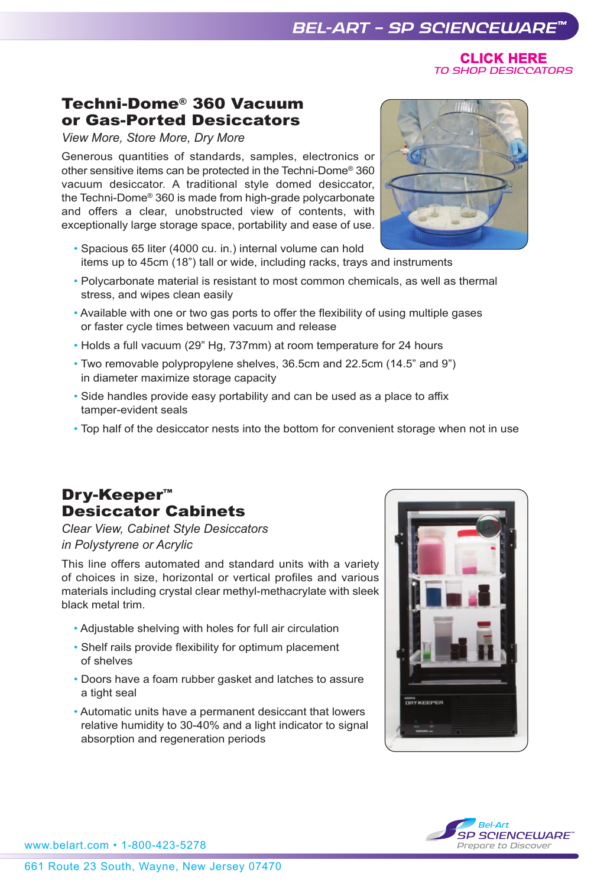**CLICK HERE**
*TO SHOP DESICCATORS*

## Techni-Dome® 360 Vacuum or Gas-Ported Desiccators

*View More, Store More, Dry More*

Generous quantities of standards, samples, electronics or other sensitive items can be protected in the Techni-Dome® 360 vacuum desiccator. A traditional style domed desiccator, the Techni-Dome® 360 is made from high-grade polycarbonate and offers a clear, unobstructed view of contents, with exceptionally large storage space, portability and ease of use.

- Spacious 65 liter (4000 cu. in.) internal volume can hold items up to 45cm (18") tall or wide, including racks, trays and instruments
- Polycarbonate material is resistant to most common chemicals, as well as thermal stress, and wipes clean easily
- Available with one or two gas ports to offer the flexibility of using multiple gases or faster cycle times between vacuum and release
- Holds a full vacuum (29" Hg, 737mm) at room temperature for 24 hours
- Two removable polypropylene shelves, 36.5cm and 22.5cm (14.5" and 9") in diameter maximize storage capacity
- Side handles provide easy portability and can be used as a place to affix tamper-evident seals
- Top half of the desiccator nests into the bottom for convenient storage when not in use

## Dry-Keeper™ Desiccator Cabinets

*Clear View, Cabinet Style Desiccators in Polystyrene or Acrylic*

This line offers automated and standard units with a variety of choices in size, horizontal or vertical profiles and various materials including crystal clear methyl-methacrylate with sleek black metal trim.

- Adjustable shelving with holes for full air circulation
- Shelf rails provide flexibility for optimum placement of shelves
- Doors have a foam rubber gasket and latches to assure a tight seal
- Automatic units have a permanent desiccant that lowers relative humidity to 30-40% and a light indicator to signal absorption and regeneration periods

www.belart.com • 1-800-423-5278

661 Route 23 South, Wayne, New Jersey 07470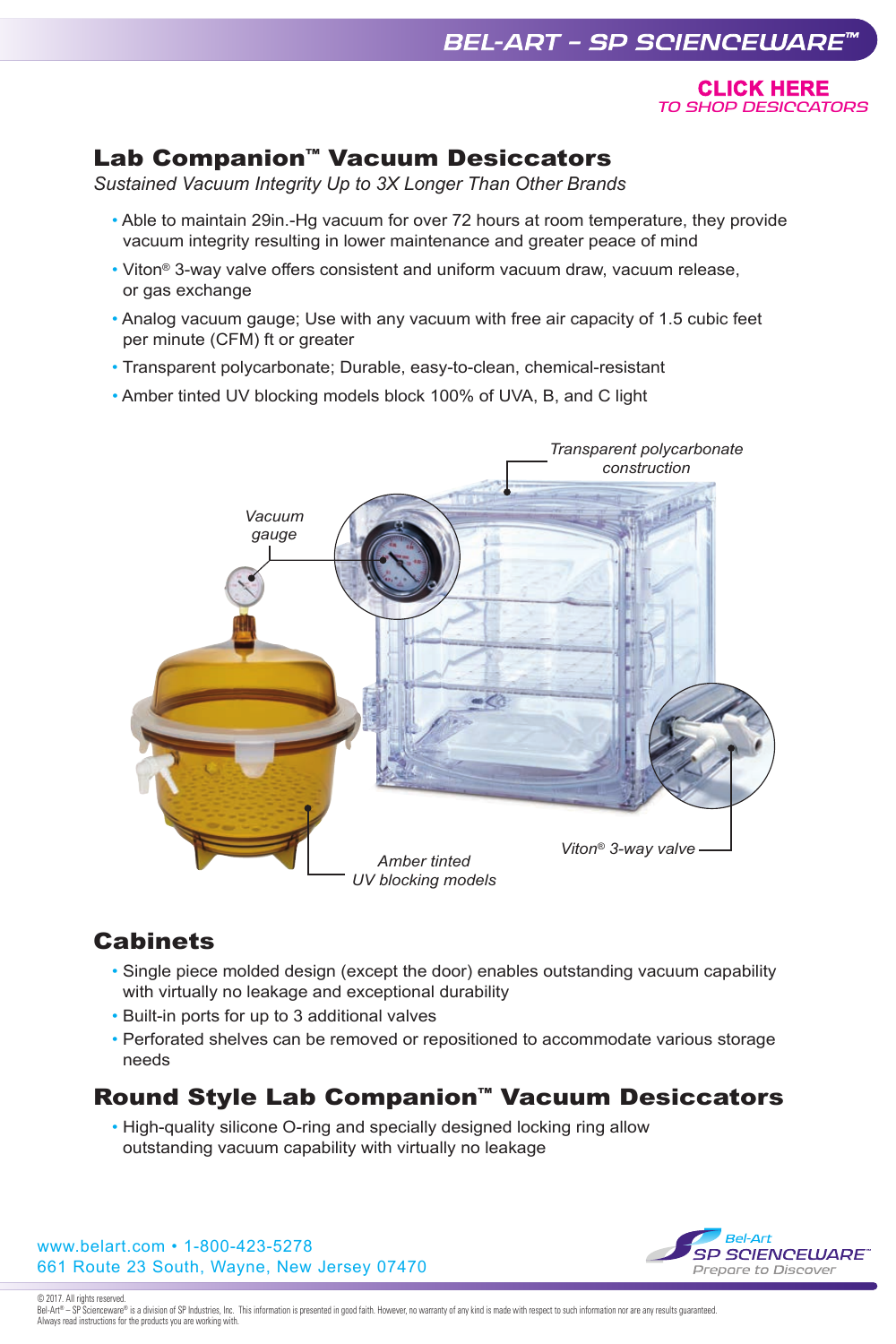CLICK HERE
TO SHOP DESICCATORS

## Lab Companion™ Vacuum Desiccators

*Sustained Vacuum Integrity Up to 3X Longer Than Other Brands*

- Able to maintain 29in.-Hg vacuum for over 72 hours at room temperature, they provide vacuum integrity resulting in lower maintenance and greater peace of mind
- Viton® 3-way valve offers consistent and uniform vacuum draw, vacuum release, or gas exchange
- Analog vacuum gauge; Use with any vacuum with free air capacity of 1.5 cubic feet per minute (CFM) ft or greater
- Transparent polycarbonate; Durable, easy-to-clean, chemical-resistant
- Amber tinted UV blocking models block 100% of UVA, B, and C light

*Transparent polycarbonate construction*

*Vacuum gauge*

*Viton® 3-way valve*

*Amber tinted UV blocking models*

## Cabinets

- Single piece molded design (except the door) enables outstanding vacuum capability with virtually no leakage and exceptional durability
- Built-in ports for up to 3 additional valves
- Perforated shelves can be removed or repositioned to accommodate various storage needs

## Round Style Lab Companion™ Vacuum Desiccators

- High-quality silicone O-ring and specially designed locking ring allow outstanding vacuum capability with virtually no leakage

www.belart.com • 1-800-423-5278
661 Route 23 South, Wayne, New Jersey 07470

Bel-Art SP SCIENCEWARE Prepare to Discover

© 2017. All rights reserved.
Bel-Art® – SP Scienceware® is a division of SP Industries, Inc. This information is presented in good faith. However, no warranty of any kind is made with respect to such information nor are any results guaranteed.
Always read instructions for the products you are working with.